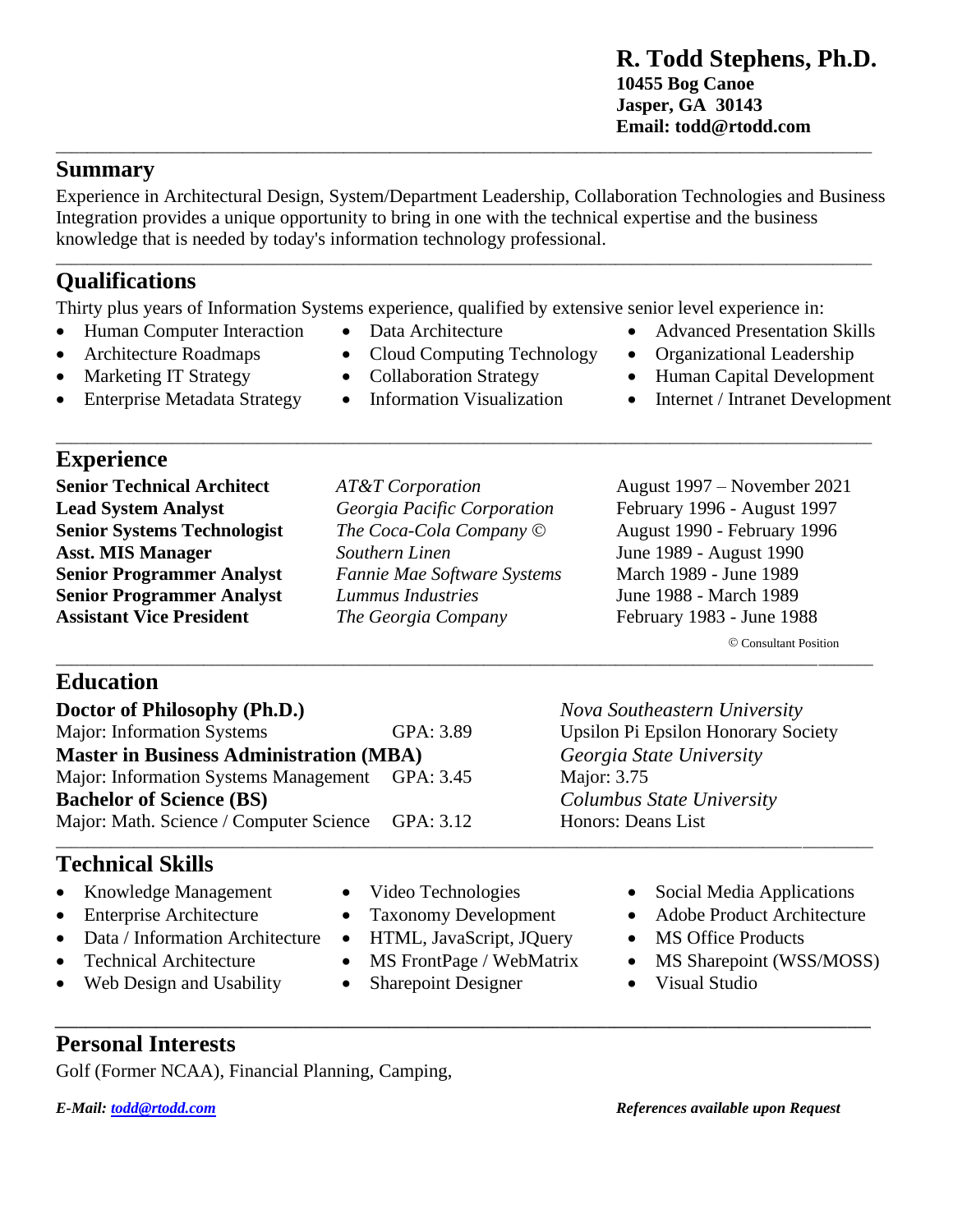# R. Todd Stephens, Ph.D.

**10455 Bog Canoe**
**Jasper, GA 30143**
**Email: todd@rtodd.com**

---

## Summary

Experience in Architectural Design, System/Department Leadership, Collaboration Technologies and Business Integration provides a unique opportunity to bring in one with the technical expertise and the business knowledge that is needed by today's information technology professional.

---

## Qualifications

Thirty plus years of Information Systems experience, qualified by extensive senior level experience in:

- Human Computer Interaction
- Architecture Roadmaps
- Marketing IT Strategy
- Enterprise Metadata Strategy
- Data Architecture
- Cloud Computing Technology
- Collaboration Strategy
- Information Visualization
- Advanced Presentation Skills
- Organizational Leadership
- Human Capital Development
- Internet / Intranet Development

---

## Experience

| Position | Company | Dates |
| --- | --- | --- |
| **Senior Technical Architect** | *AT&T Corporation* | August 1997 – November 2021 |
| **Lead System Analyst** | *Georgia Pacific Corporation* | February 1996 - August 1997 |
| **Senior Systems Technologist** | *The Coca-Cola Company ©* | August 1990 - February 1996 |
| **Asst. MIS Manager** | *Southern Linen* | June 1989 - August 1990 |
| **Senior Programmer Analyst** | *Fannie Mae Software Systems* | March 1989 - June 1989 |
| **Senior Programmer Analyst** | *Lummus Industries* | June 1988 - March 1989 |
| **Assistant Vice President** | *The Georgia Company* | February 1983 - June 1988 |

© Consultant Position

---

## Education

**Doctor of Philosophy (Ph.D.)** — *Nova Southeastern University*
Major: Information Systems GPA: 3.89 — Upsilon Pi Epsilon Honorary Society

**Master in Business Administration (MBA)** — *Georgia State University*
Major: Information Systems Management GPA: 3.45 — Major: 3.75

**Bachelor of Science (BS)** — *Columbus State University*
Major: Math. Science / Computer Science GPA: 3.12 — Honors: Deans List

---

## Technical Skills

- Knowledge Management
- Enterprise Architecture
- Data / Information Architecture
- Technical Architecture
- Web Design and Usability
- Video Technologies
- Taxonomy Development
- HTML, JavaScript, JQuery
- MS FrontPage / WebMatrix
- Sharepoint Designer
- Social Media Applications
- Adobe Product Architecture
- MS Office Products
- MS Sharepoint (WSS/MOSS)
- Visual Studio

---

## Personal Interests

Golf (Former NCAA), Financial Planning, Camping,

***E-Mail: todd@rtodd.com*** ***References available upon Request***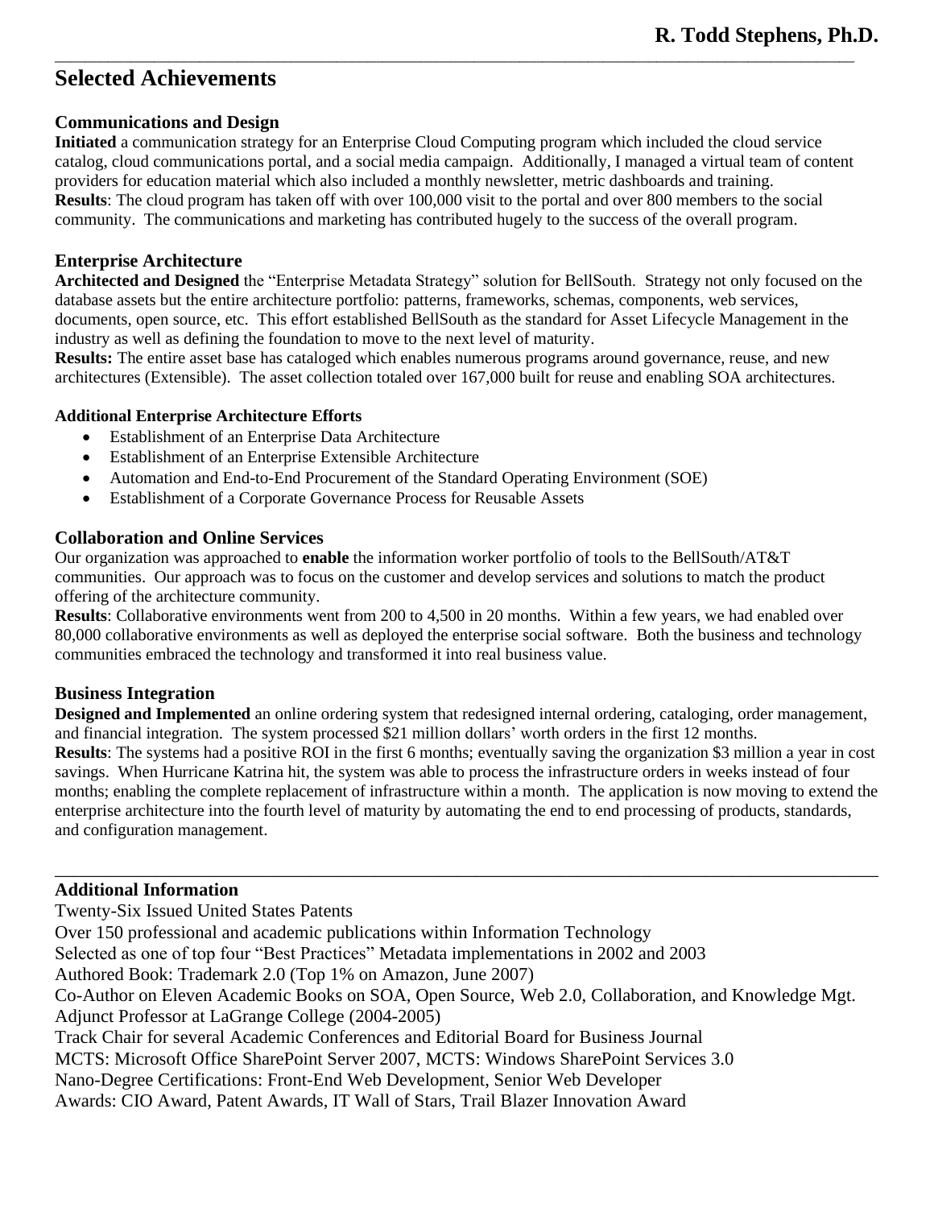## Selected Achievements

### Communications and Design

**Initiated** a communication strategy for an Enterprise Cloud Computing program which included the cloud service catalog, cloud communications portal, and a social media campaign. Additionally, I managed a virtual team of content providers for education material which also included a monthly newsletter, metric dashboards and training.
**Results**: The cloud program has taken off with over 100,000 visit to the portal and over 800 members to the social community. The communications and marketing has contributed hugely to the success of the overall program.

### Enterprise Architecture

**Architected and Designed** the "Enterprise Metadata Strategy" solution for BellSouth. Strategy not only focused on the database assets but the entire architecture portfolio: patterns, frameworks, schemas, components, web services, documents, open source, etc. This effort established BellSouth as the standard for Asset Lifecycle Management in the industry as well as defining the foundation to move to the next level of maturity.
**Results:** The entire asset base has cataloged which enables numerous programs around governance, reuse, and new architectures (Extensible). The asset collection totaled over 167,000 built for reuse and enabling SOA architectures.

#### Additional Enterprise Architecture Efforts

- Establishment of an Enterprise Data Architecture
- Establishment of an Enterprise Extensible Architecture
- Automation and End-to-End Procurement of the Standard Operating Environment (SOE)
- Establishment of a Corporate Governance Process for Reusable Assets

### Collaboration and Online Services

Our organization was approached to **enable** the information worker portfolio of tools to the BellSouth/AT&T communities. Our approach was to focus on the customer and develop services and solutions to match the product offering of the architecture community.
**Results**: Collaborative environments went from 200 to 4,500 in 20 months. Within a few years, we had enabled over 80,000 collaborative environments as well as deployed the enterprise social software. Both the business and technology communities embraced the technology and transformed it into real business value.

### Business Integration

**Designed and Implemented** an online ordering system that redesigned internal ordering, cataloging, order management, and financial integration. The system processed $21 million dollars' worth orders in the first 12 months.
**Results**: The systems had a positive ROI in the first 6 months; eventually saving the organization $3 million a year in cost savings. When Hurricane Katrina hit, the system was able to process the infrastructure orders in weeks instead of four months; enabling the complete replacement of infrastructure within a month. The application is now moving to extend the enterprise architecture into the fourth level of maturity by automating the end to end processing of products, standards, and configuration management.

---

### Additional Information

Twenty-Six Issued United States Patents
Over 150 professional and academic publications within Information Technology
Selected as one of top four "Best Practices" Metadata implementations in 2002 and 2003
Authored Book: Trademark 2.0 (Top 1% on Amazon, June 2007)
Co-Author on Eleven Academic Books on SOA, Open Source, Web 2.0, Collaboration, and Knowledge Mgt.
Adjunct Professor at LaGrange College (2004-2005)
Track Chair for several Academic Conferences and Editorial Board for Business Journal
MCTS: Microsoft Office SharePoint Server 2007, MCTS: Windows SharePoint Services 3.0
Nano-Degree Certifications: Front-End Web Development, Senior Web Developer
Awards: CIO Award, Patent Awards, IT Wall of Stars, Trail Blazer Innovation Award